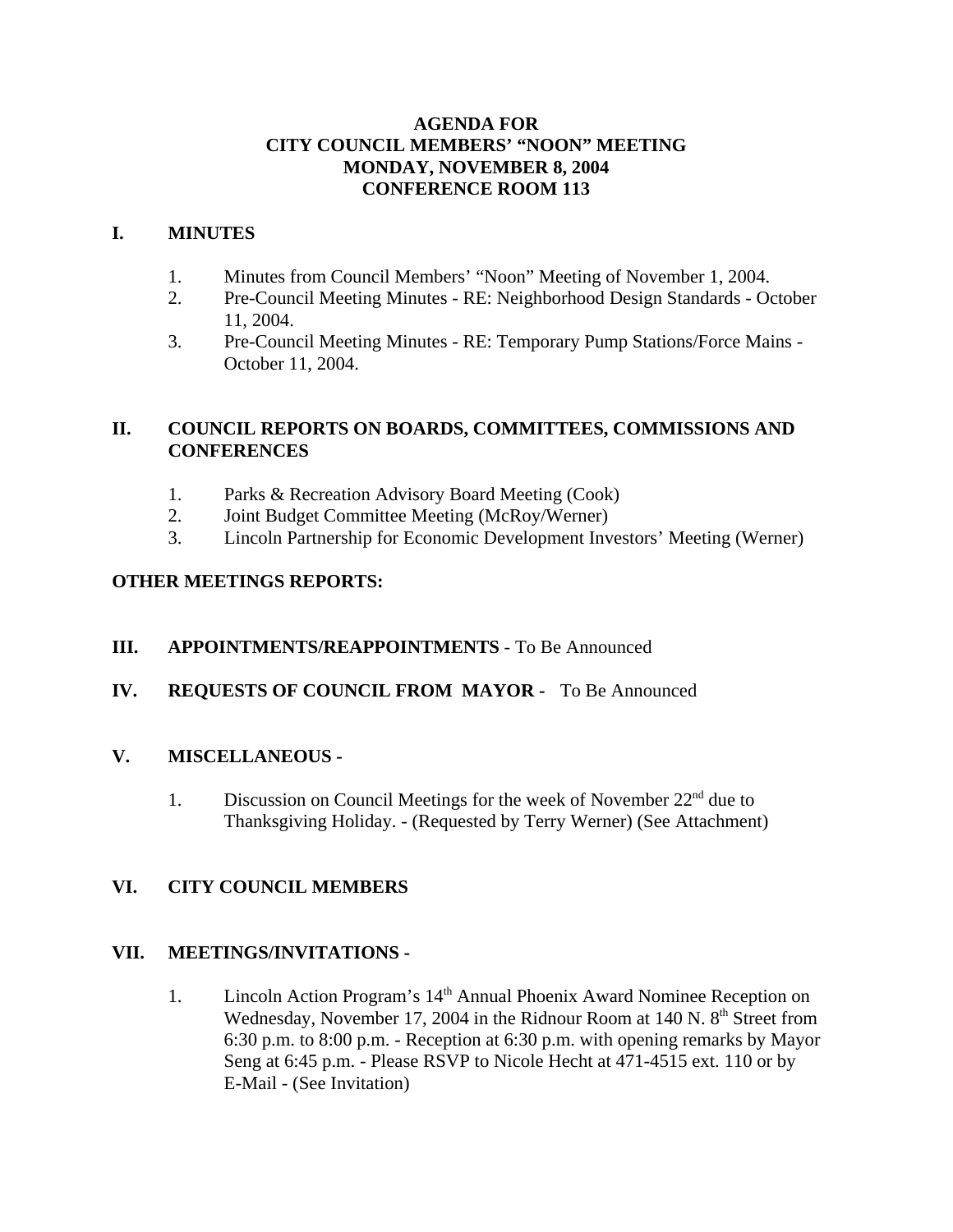# AGENDA FOR CITY COUNCIL MEMBERS' "NOON" MEETING MONDAY, NOVEMBER 8, 2004 CONFERENCE ROOM 113

## I. MINUTES

1. Minutes from Council Members' "Noon" Meeting of November 1, 2004.
2. Pre-Council Meeting Minutes - RE: Neighborhood Design Standards - October 11, 2004.
3. Pre-Council Meeting Minutes - RE: Temporary Pump Stations/Force Mains - October 11, 2004.

## II. COUNCIL REPORTS ON BOARDS, COMMITTEES, COMMISSIONS AND CONFERENCES

1. Parks & Recreation Advisory Board Meeting (Cook)
2. Joint Budget Committee Meeting (McRoy/Werner)
3. Lincoln Partnership for Economic Development Investors' Meeting (Werner)

## OTHER MEETINGS REPORTS:

## III. APPOINTMENTS/REAPPOINTMENTS - To Be Announced

## IV. REQUESTS OF COUNCIL FROM MAYOR - To Be Announced

## V. MISCELLANEOUS -

1. Discussion on Council Meetings for the week of November 22nd due to Thanksgiving Holiday. - (Requested by Terry Werner) (See Attachment)

## VI. CITY COUNCIL MEMBERS

## VII. MEETINGS/INVITATIONS -

1. Lincoln Action Program's 14th Annual Phoenix Award Nominee Reception on Wednesday, November 17, 2004 in the Ridnour Room at 140 N. 8th Street from 6:30 p.m. to 8:00 p.m. - Reception at 6:30 p.m. with opening remarks by Mayor Seng at 6:45 p.m. - Please RSVP to Nicole Hecht at 471-4515 ext. 110 or by E-Mail - (See Invitation)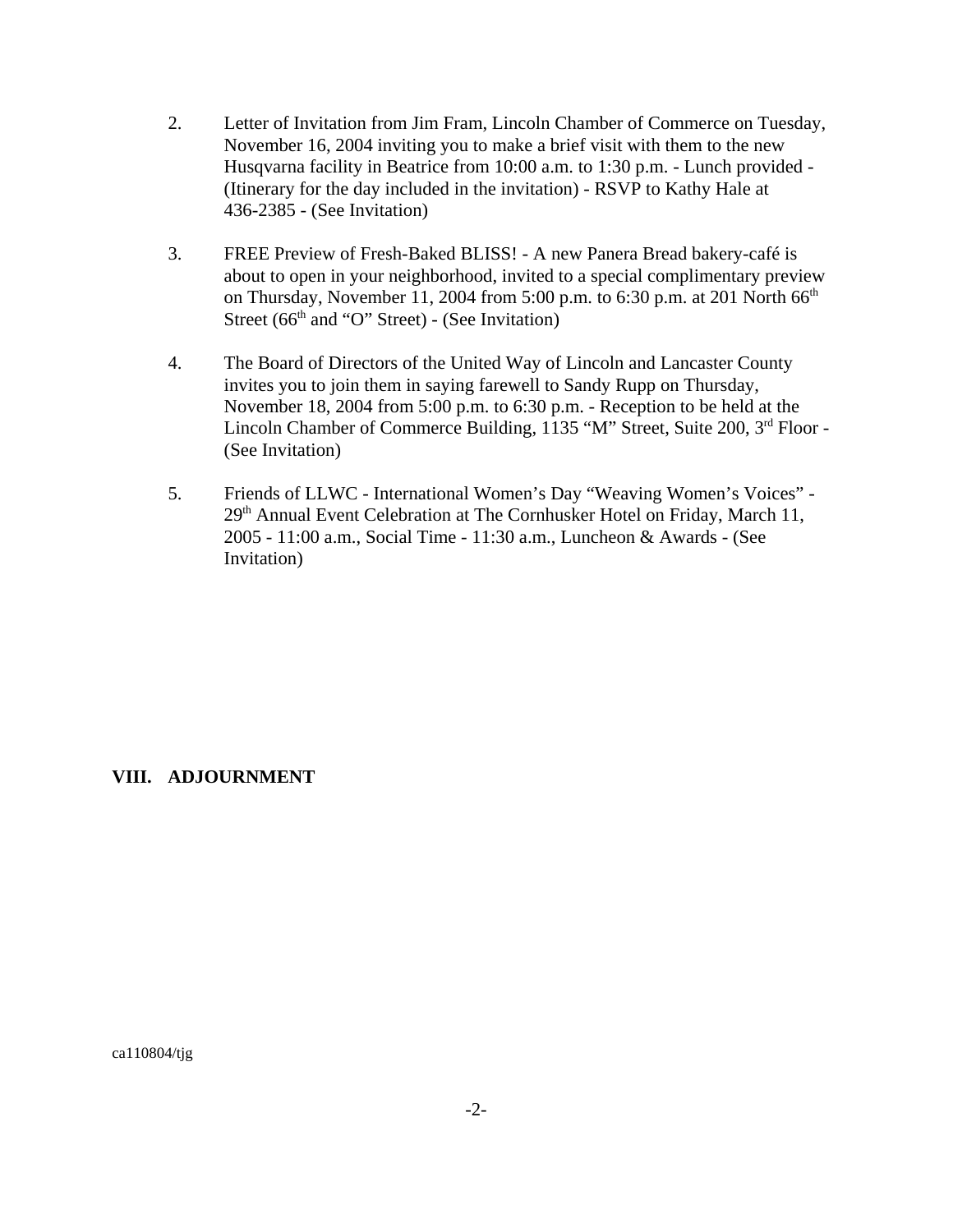2. Letter of Invitation from Jim Fram, Lincoln Chamber of Commerce on Tuesday, November 16, 2004 inviting you to make a brief visit with them to the new Husqvarna facility in Beatrice from 10:00 a.m. to 1:30 p.m. - Lunch provided - (Itinerary for the day included in the invitation) - RSVP to Kathy Hale at 436-2385 - (See Invitation)

3. FREE Preview of Fresh-Baked BLISS! - A new Panera Bread bakery-café is about to open in your neighborhood, invited to a special complimentary preview on Thursday, November 11, 2004 from 5:00 p.m. to 6:30 p.m. at 201 North 66th Street (66th and "O" Street) - (See Invitation)

4. The Board of Directors of the United Way of Lincoln and Lancaster County invites you to join them in saying farewell to Sandy Rupp on Thursday, November 18, 2004 from 5:00 p.m. to 6:30 p.m. - Reception to be held at the Lincoln Chamber of Commerce Building, 1135 "M" Street, Suite 200, 3rd Floor - (See Invitation)

5. Friends of LLWC - International Women's Day "Weaving Women's Voices" - 29th Annual Event Celebration at The Cornhusker Hotel on Friday, March 11, 2005 - 11:00 a.m., Social Time - 11:30 a.m., Luncheon & Awards - (See Invitation)

**VIII. ADJOURNMENT**

ca110804/tjg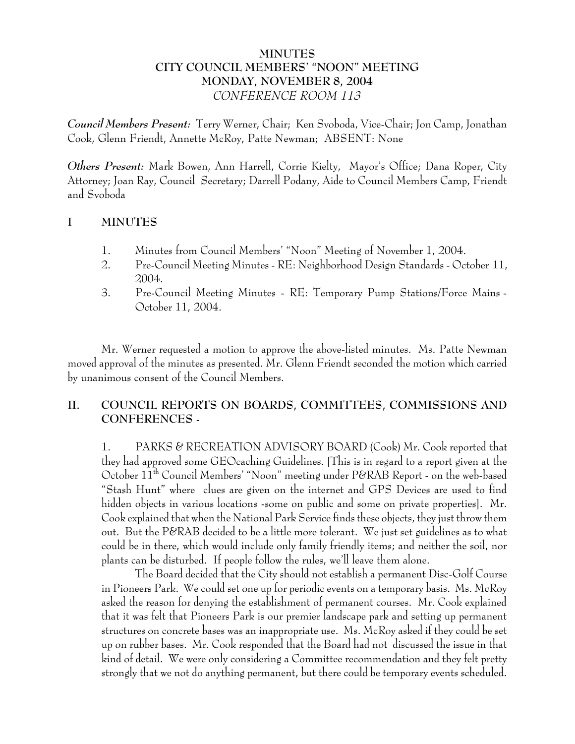# MINUTES
# CITY COUNCIL MEMBERS' "NOON" MEETING
# MONDAY, NOVEMBER 8, 2004
*CONFERENCE ROOM 113*

***Council Members Present:*** Terry Werner, Chair; Ken Svoboda, Vice-Chair; Jon Camp, Jonathan Cook, Glenn Friendt, Annette McRoy, Patte Newman; ABSENT: None

***Others Present:*** Mark Bowen, Ann Harrell, Corrie Kielty, Mayor's Office; Dana Roper, City Attorney; Joan Ray, Council Secretary; Darrell Podany, Aide to Council Members Camp, Friendt and Svoboda

## I MINUTES

1. Minutes from Council Members' "Noon" Meeting of November 1, 2004.
2. Pre-Council Meeting Minutes - RE: Neighborhood Design Standards - October 11, 2004.
3. Pre-Council Meeting Minutes - RE: Temporary Pump Stations/Force Mains - October 11, 2004.

Mr. Werner requested a motion to approve the above-listed minutes. Ms. Patte Newman moved approval of the minutes as presented. Mr. Glenn Friendt seconded the motion which carried by unanimous consent of the Council Members.

## II. COUNCIL REPORTS ON BOARDS, COMMITTEES, COMMISSIONS AND CONFERENCES -

1. PARKS & RECREATION ADVISORY BOARD (Cook) Mr. Cook reported that they had approved some GEOcaching Guidelines. [This is in regard to a report given at the October 11th Council Members' "Noon" meeting under P&RAB Report - on the web-based "Stash Hunt" where clues are given on the internet and GPS Devices are used to find hidden objects in various locations -some on public and some on private properties]. Mr. Cook explained that when the National Park Service finds these objects, they just throw them out. But the P&RAB decided to be a little more tolerant. We just set guidelines as to what could be in there, which would include only family friendly items; and neither the soil, nor plants can be disturbed. If people follow the rules, we'll leave them alone.

The Board decided that the City should not establish a permanent Disc-Golf Course in Pioneers Park. We could set one up for periodic events on a temporary basis. Ms. McRoy asked the reason for denying the establishment of permanent courses. Mr. Cook explained that it was felt that Pioneers Park is our premier landscape park and setting up permanent structures on concrete bases was an inappropriate use. Ms. McRoy asked if they could be set up on rubber bases. Mr. Cook responded that the Board had not discussed the issue in that kind of detail. We were only considering a Committee recommendation and they felt pretty strongly that we not do anything permanent, but there could be temporary events scheduled.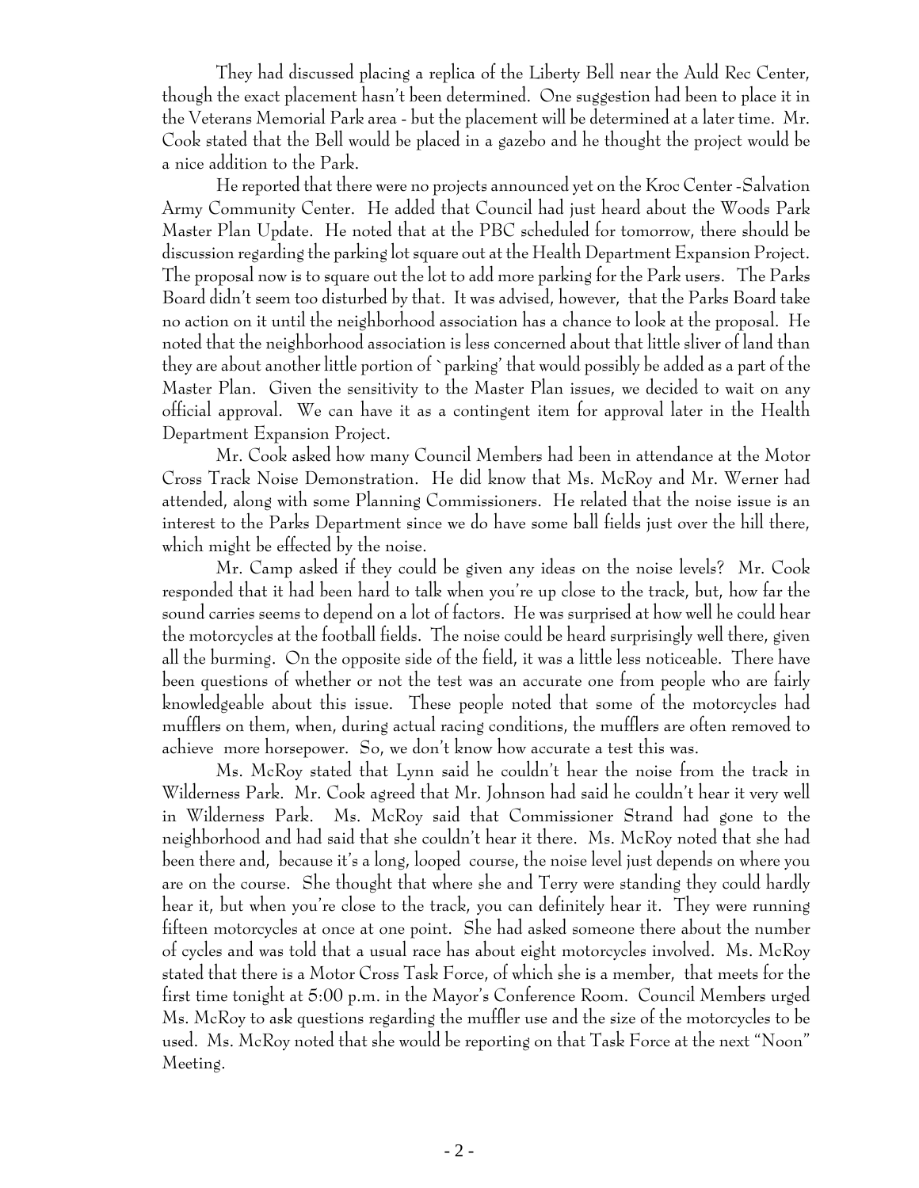They had discussed placing a replica of the Liberty Bell near the Auld Rec Center, though the exact placement hasn't been determined. One suggestion had been to place it in the Veterans Memorial Park area - but the placement will be determined at a later time. Mr. Cook stated that the Bell would be placed in a gazebo and he thought the project would be a nice addition to the Park.

He reported that there were no projects announced yet on the Kroc Center -Salvation Army Community Center. He added that Council had just heard about the Woods Park Master Plan Update. He noted that at the PBC scheduled for tomorrow, there should be discussion regarding the parking lot square out at the Health Department Expansion Project. The proposal now is to square out the lot to add more parking for the Park users. The Parks Board didn't seem too disturbed by that. It was advised, however, that the Parks Board take no action on it until the neighborhood association has a chance to look at the proposal. He noted that the neighborhood association is less concerned about that little sliver of land than they are about another little portion of `parking' that would possibly be added as a part of the Master Plan. Given the sensitivity to the Master Plan issues, we decided to wait on any official approval. We can have it as a contingent item for approval later in the Health Department Expansion Project.

Mr. Cook asked how many Council Members had been in attendance at the Motor Cross Track Noise Demonstration. He did know that Ms. McRoy and Mr. Werner had attended, along with some Planning Commissioners. He related that the noise issue is an interest to the Parks Department since we do have some ball fields just over the hill there, which might be effected by the noise.

Mr. Camp asked if they could be given any ideas on the noise levels? Mr. Cook responded that it had been hard to talk when you're up close to the track, but, how far the sound carries seems to depend on a lot of factors. He was surprised at how well he could hear the motorcycles at the football fields. The noise could be heard surprisingly well there, given all the burming. On the opposite side of the field, it was a little less noticeable. There have been questions of whether or not the test was an accurate one from people who are fairly knowledgeable about this issue. These people noted that some of the motorcycles had mufflers on them, when, during actual racing conditions, the mufflers are often removed to achieve more horsepower. So, we don't know how accurate a test this was.

Ms. McRoy stated that Lynn said he couldn't hear the noise from the track in Wilderness Park. Mr. Cook agreed that Mr. Johnson had said he couldn't hear it very well in Wilderness Park. Ms. McRoy said that Commissioner Strand had gone to the neighborhood and had said that she couldn't hear it there. Ms. McRoy noted that she had been there and, because it's a long, looped course, the noise level just depends on where you are on the course. She thought that where she and Terry were standing they could hardly hear it, but when you're close to the track, you can definitely hear it. They were running fifteen motorcycles at once at one point. She had asked someone there about the number of cycles and was told that a usual race has about eight motorcycles involved. Ms. McRoy stated that there is a Motor Cross Task Force, of which she is a member, that meets for the first time tonight at 5:00 p.m. in the Mayor's Conference Room. Council Members urged Ms. McRoy to ask questions regarding the muffler use and the size of the motorcycles to be used. Ms. McRoy noted that she would be reporting on that Task Force at the next "Noon" Meeting.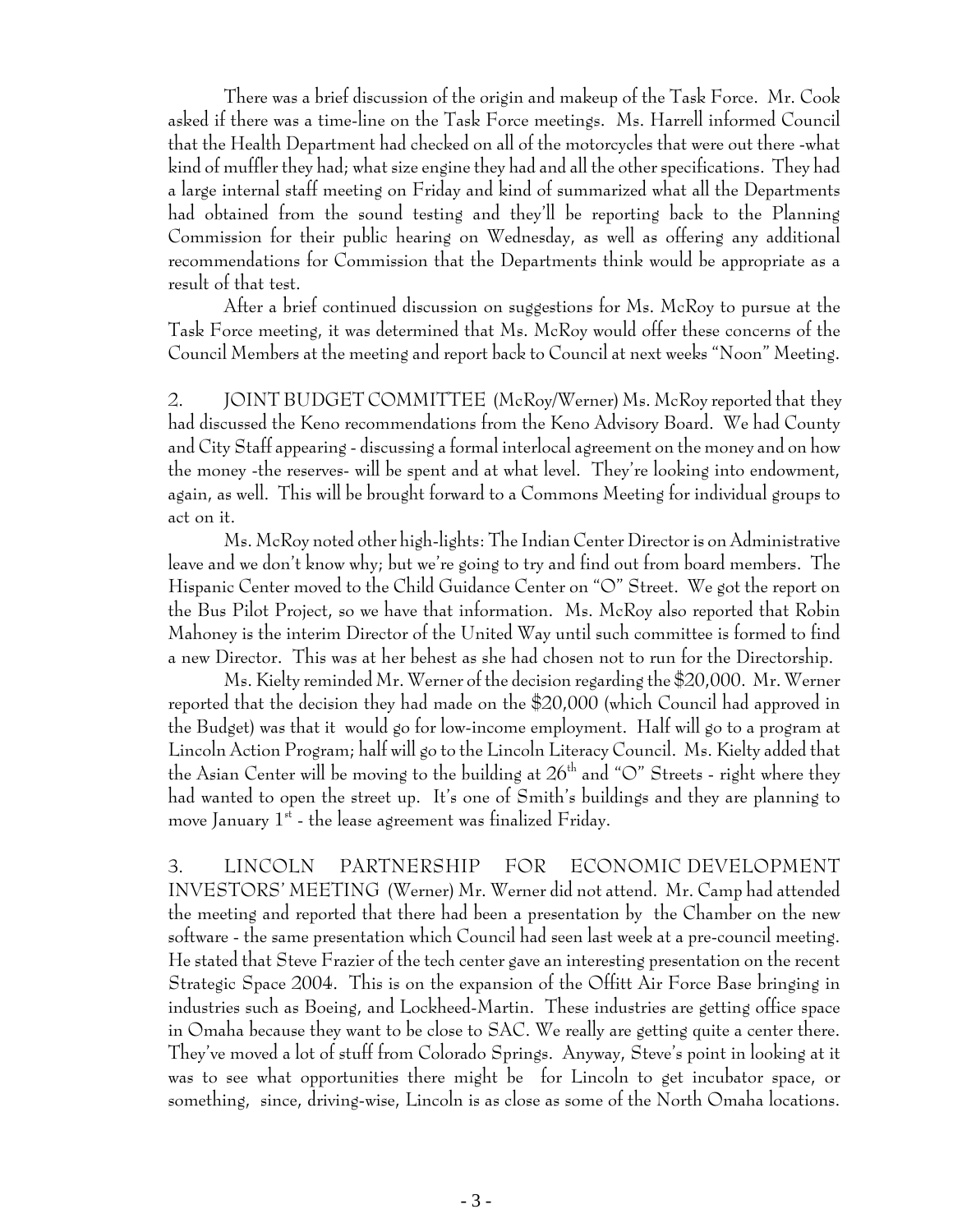There was a brief discussion of the origin and makeup of the Task Force. Mr. Cook asked if there was a time-line on the Task Force meetings. Ms. Harrell informed Council that the Health Department had checked on all of the motorcycles that were out there -what kind of muffler they had; what size engine they had and all the other specifications. They had a large internal staff meeting on Friday and kind of summarized what all the Departments had obtained from the sound testing and they'll be reporting back to the Planning Commission for their public hearing on Wednesday, as well as offering any additional recommendations for Commission that the Departments think would be appropriate as a result of that test.

After a brief continued discussion on suggestions for Ms. McRoy to pursue at the Task Force meeting, it was determined that Ms. McRoy would offer these concerns of the Council Members at the meeting and report back to Council at next weeks "Noon" Meeting.

2. JOINT BUDGET COMMITTEE (McRoy/Werner) Ms. McRoy reported that they had discussed the Keno recommendations from the Keno Advisory Board. We had County and City Staff appearing - discussing a formal interlocal agreement on the money and on how the money -the reserves- will be spent and at what level. They're looking into endowment, again, as well. This will be brought forward to a Commons Meeting for individual groups to act on it.

Ms. McRoy noted other high-lights: The Indian Center Director is on Administrative leave and we don't know why; but we're going to try and find out from board members. The Hispanic Center moved to the Child Guidance Center on "O" Street. We got the report on the Bus Pilot Project, so we have that information. Ms. McRoy also reported that Robin Mahoney is the interim Director of the United Way until such committee is formed to find a new Director. This was at her behest as she had chosen not to run for the Directorship.

Ms. Kielty reminded Mr. Werner of the decision regarding the $20,000. Mr. Werner reported that the decision they had made on the $20,000 (which Council had approved in the Budget) was that it would go for low-income employment. Half will go to a program at Lincoln Action Program; half will go to the Lincoln Literacy Council. Ms. Kielty added that the Asian Center will be moving to the building at 26th and "O" Streets - right where they had wanted to open the street up. It's one of Smith's buildings and they are planning to move January 1st - the lease agreement was finalized Friday.

3. LINCOLN PARTNERSHIP FOR ECONOMIC DEVELOPMENT INVESTORS' MEETING (Werner) Mr. Werner did not attend. Mr. Camp had attended the meeting and reported that there had been a presentation by the Chamber on the new software - the same presentation which Council had seen last week at a pre-council meeting. He stated that Steve Frazier of the tech center gave an interesting presentation on the recent Strategic Space 2004. This is on the expansion of the Offitt Air Force Base bringing in industries such as Boeing, and Lockheed-Martin. These industries are getting office space in Omaha because they want to be close to SAC. We really are getting quite a center there. They've moved a lot of stuff from Colorado Springs. Anyway, Steve's point in looking at it was to see what opportunities there might be for Lincoln to get incubator space, or something, since, driving-wise, Lincoln is as close as some of the North Omaha locations.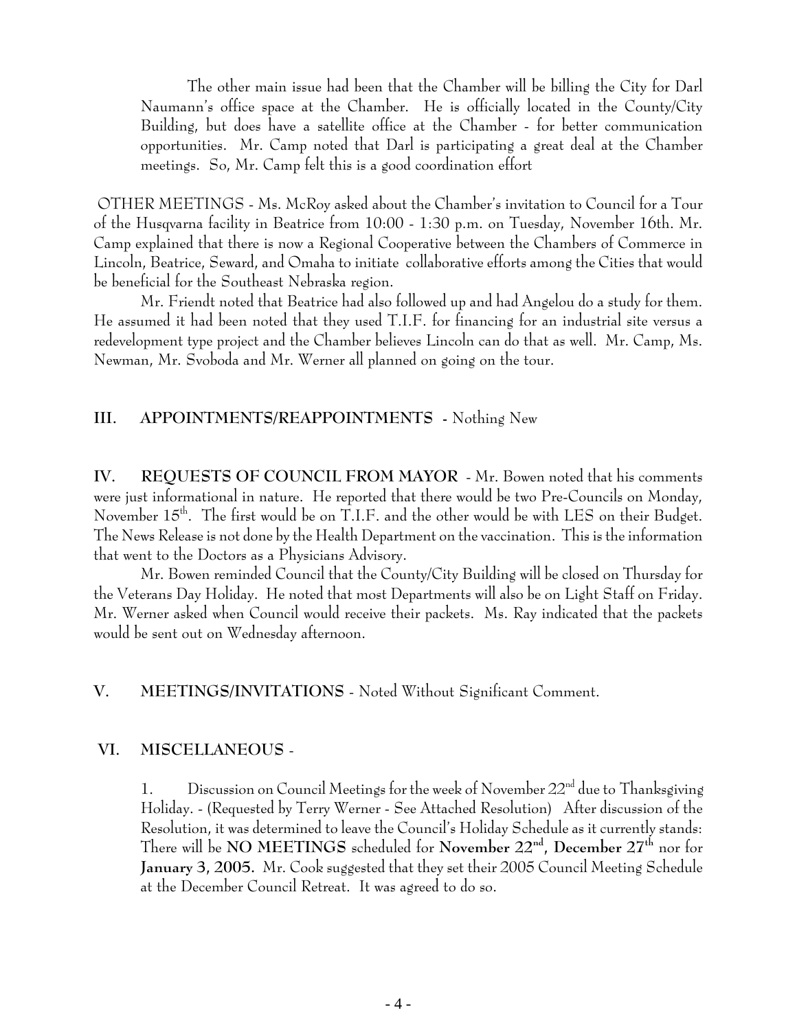The other main issue had been that the Chamber will be billing the City for Darl Naumann's office space at the Chamber. He is officially located in the County/City Building, but does have a satellite office at the Chamber - for better communication opportunities. Mr. Camp noted that Darl is participating a great deal at the Chamber meetings. So, Mr. Camp felt this is a good coordination effort

OTHER MEETINGS - Ms. McRoy asked about the Chamber's invitation to Council for a Tour of the Husqvarna facility in Beatrice from 10:00 - 1:30 p.m. on Tuesday, November 16th. Mr. Camp explained that there is now a Regional Cooperative between the Chambers of Commerce in Lincoln, Beatrice, Seward, and Omaha to initiate collaborative efforts among the Cities that would be beneficial for the Southeast Nebraska region.

Mr. Friendt noted that Beatrice had also followed up and had Angelou do a study for them. He assumed it had been noted that they used T.I.F. for financing for an industrial site versus a redevelopment type project and the Chamber believes Lincoln can do that as well. Mr. Camp, Ms. Newman, Mr. Svoboda and Mr. Werner all planned on going on the tour.

## III. APPOINTMENTS/REAPPOINTMENTS - Nothing New

## IV. REQUESTS OF COUNCIL FROM MAYOR - Mr. Bowen noted that his comments were just informational in nature. He reported that there would be two Pre-Councils on Monday, November 15th. The first would be on T.I.F. and the other would be with LES on their Budget. The News Release is not done by the Health Department on the vaccination. This is the information that went to the Doctors as a Physicians Advisory.

Mr. Bowen reminded Council that the County/City Building will be closed on Thursday for the Veterans Day Holiday. He noted that most Departments will also be on Light Staff on Friday. Mr. Werner asked when Council would receive their packets. Ms. Ray indicated that the packets would be sent out on Wednesday afternoon.

## V. MEETINGS/INVITATIONS - Noted Without Significant Comment.

## VI. MISCELLANEOUS -

1. Discussion on Council Meetings for the week of November 22nd due to Thanksgiving Holiday. - (Requested by Terry Werner - See Attached Resolution) After discussion of the Resolution, it was determined to leave the Council's Holiday Schedule as it currently stands: There will be **NO MEETINGS** scheduled for **November 22nd**, **December 27th** nor for **January 3, 2005.** Mr. Cook suggested that they set their 2005 Council Meeting Schedule at the December Council Retreat. It was agreed to do so.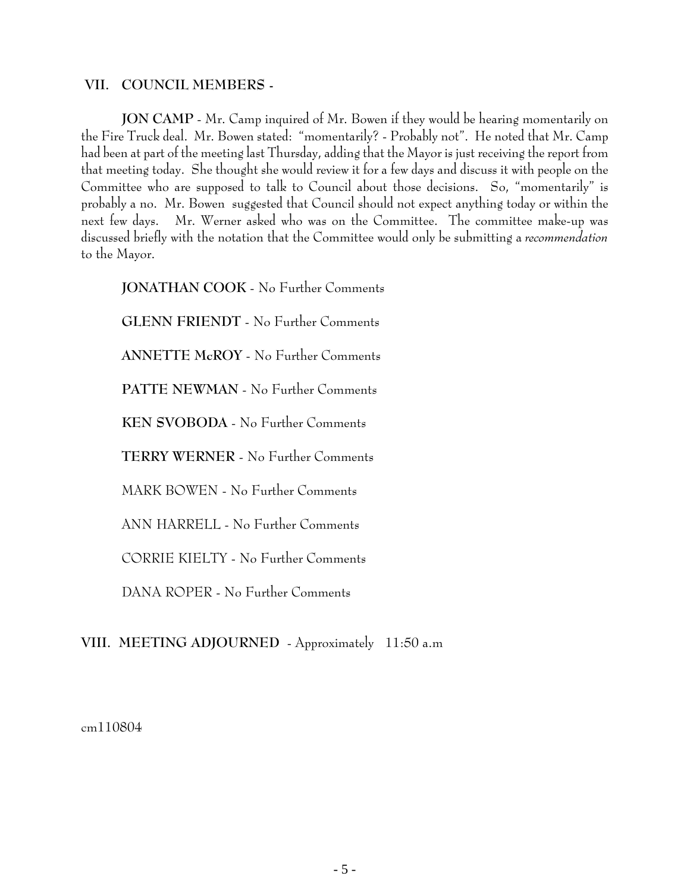## VII. COUNCIL MEMBERS -

**JON CAMP** - Mr. Camp inquired of Mr. Bowen if they would be hearing momentarily on the Fire Truck deal. Mr. Bowen stated: "momentarily? - Probably not". He noted that Mr. Camp had been at part of the meeting last Thursday, adding that the Mayor is just receiving the report from that meeting today. She thought she would review it for a few days and discuss it with people on the Committee who are supposed to talk to Council about those decisions. So, "momentarily" is probably a no. Mr. Bowen suggested that Council should not expect anything today or within the next few days. Mr. Werner asked who was on the Committee. The committee make-up was discussed briefly with the notation that the Committee would only be submitting a *recommendation* to the Mayor.

**JONATHAN COOK** - No Further Comments

**GLENN FRIENDT** - No Further Comments

**ANNETTE McROY** - No Further Comments

**PATTE NEWMAN** - No Further Comments

**KEN SVOBODA** - No Further Comments

**TERRY WERNER** - No Further Comments

MARK BOWEN - No Further Comments

ANN HARRELL - No Further Comments

CORRIE KIELTY - No Further Comments

DANA ROPER - No Further Comments

## VIII. MEETING ADJOURNED - Approximately 11:50 a.m

cm110804